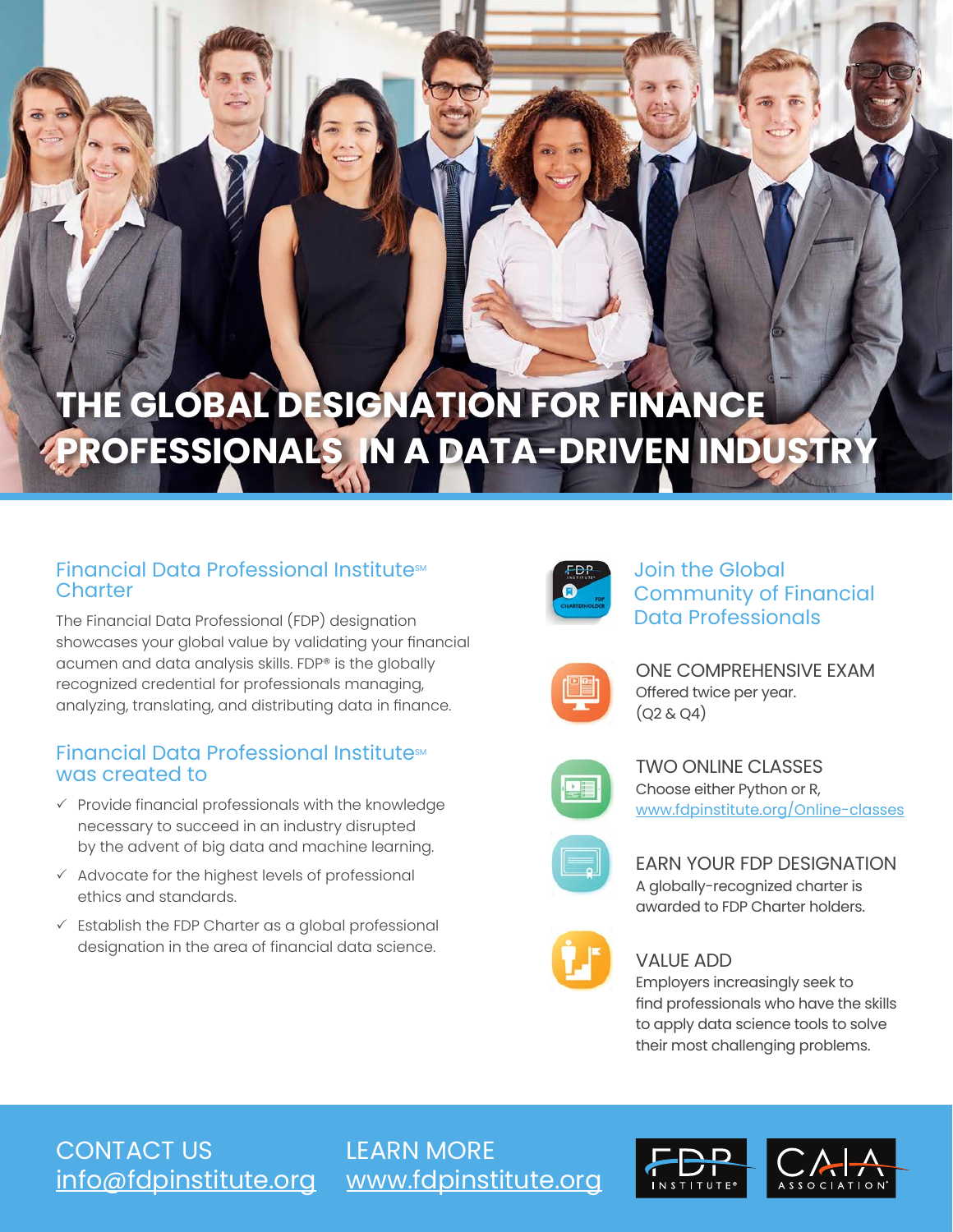# THE GLOBAL DESIGNATION FOR FINANCE PROFESSIONALS IN A DATA-DRIVEN INDUSTRY

## Financial Data Professional Institute℠ Charter

The Financial Data Professional (FDP) designation showcases your global value by validating your financial acumen and data analysis skills. FDP® is the globally recognized credential for professionals managing, analyzing, translating, and distributing data in finance.

## Financial Data Professional Institute℠ was created to

- ✓ Provide financial professionals with the knowledge necessary to succeed in an industry disrupted by the advent of big data and machine learning.
- ✓ Advocate for the highest levels of professional ethics and standards.
- ✓ Establish the FDP Charter as a global professional designation in the area of financial data science.

## Join the Global Community of Financial Data Professionals

### ONE COMPREHENSIVE EXAM

Offered twice per year.
(Q2 & Q4)

### TWO ONLINE CLASSES

Choose either Python or R,
www.fdpinstitute.org/Online-classes

### EARN YOUR FDP DESIGNATION

A globally-recognized charter is awarded to FDP Charter holders.

### VALUE ADD

Employers increasingly seek to find professionals who have the skills to apply data science tools to solve their most challenging problems.

CONTACT US
info@fdpinstitute.org

LEARN MORE
www.fdpinstitute.org

FDP INSTITUTE® | CAIA ASSOCIATION®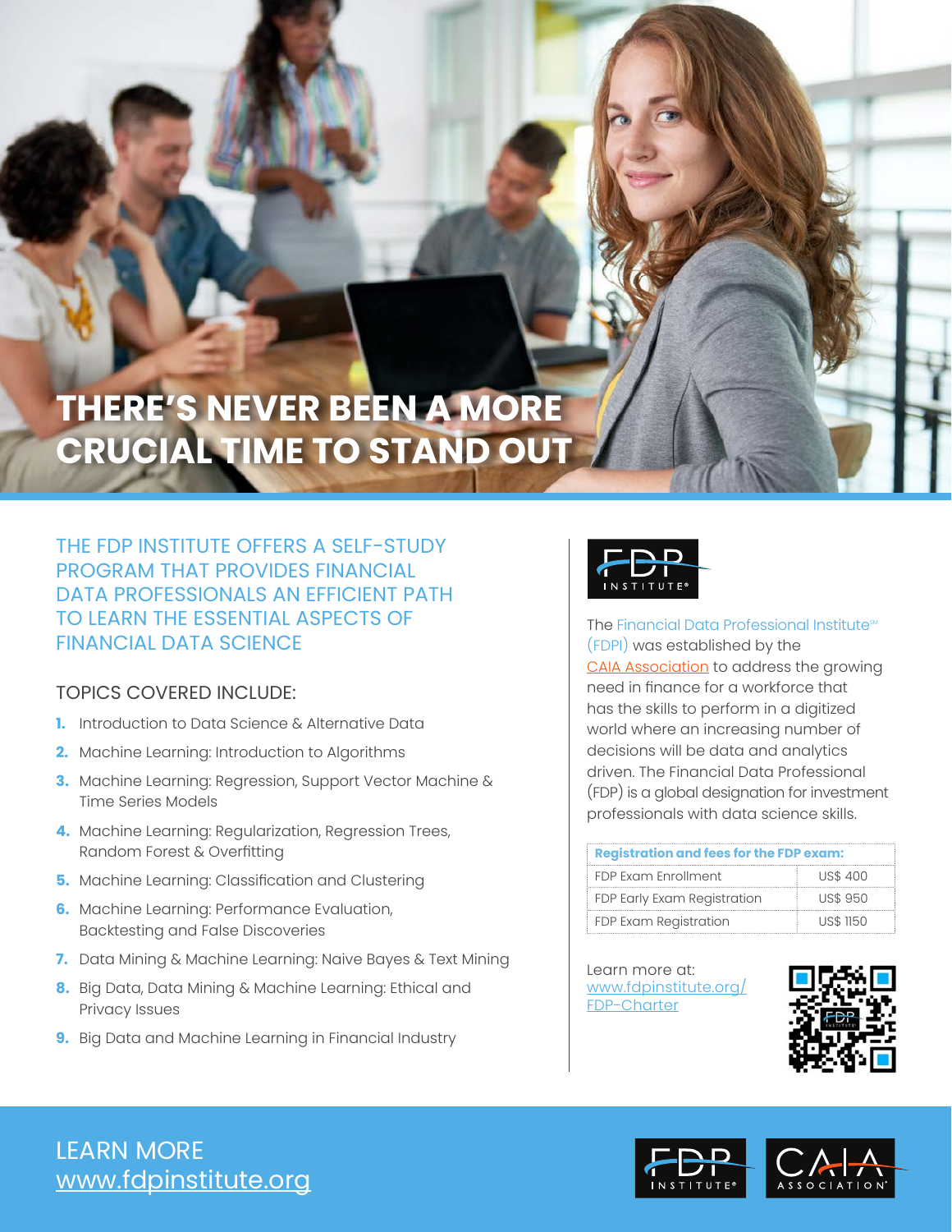# THERE'S NEVER BEEN A MORE CRUCIAL TIME TO STAND OUT

## THE FDP INSTITUTE OFFERS A SELF-STUDY PROGRAM THAT PROVIDES FINANCIAL DATA PROFESSIONALS AN EFFICIENT PATH TO LEARN THE ESSENTIAL ASPECTS OF FINANCIAL DATA SCIENCE

### TOPICS COVERED INCLUDE:

1. Introduction to Data Science & Alternative Data
2. Machine Learning: Introduction to Algorithms
3. Machine Learning: Regression, Support Vector Machine & Time Series Models
4. Machine Learning: Regularization, Regression Trees, Random Forest & Overfitting
5. Machine Learning: Classification and Clustering
6. Machine Learning: Performance Evaluation, Backtesting and False Discoveries
7. Data Mining & Machine Learning: Naive Bayes & Text Mining
8. Big Data, Data Mining & Machine Learning: Ethical and Privacy Issues
9. Big Data and Machine Learning in Financial Industry

FDP INSTITUTE®

The Financial Data Professional Institute℠ (FDPI) was established by the CAIA Association to address the growing need in finance for a workforce that has the skills to perform in a digitized world where an increasing number of decisions will be data and analytics driven. The Financial Data Professional (FDP) is a global designation for investment professionals with data science skills.

| Registration and fees for the FDP exam: | |
|---|---|
| FDP Exam Enrollment | US$ 400 |
| FDP Early Exam Registration | US$ 950 |
| FDP Exam Registration | US$ 1150 |

Learn more at:
www.fdpinstitute.org/FDP-Charter

LEARN MORE
www.fdpinstitute.org

FDP INSTITUTE® CAIA ASSOCIATION®